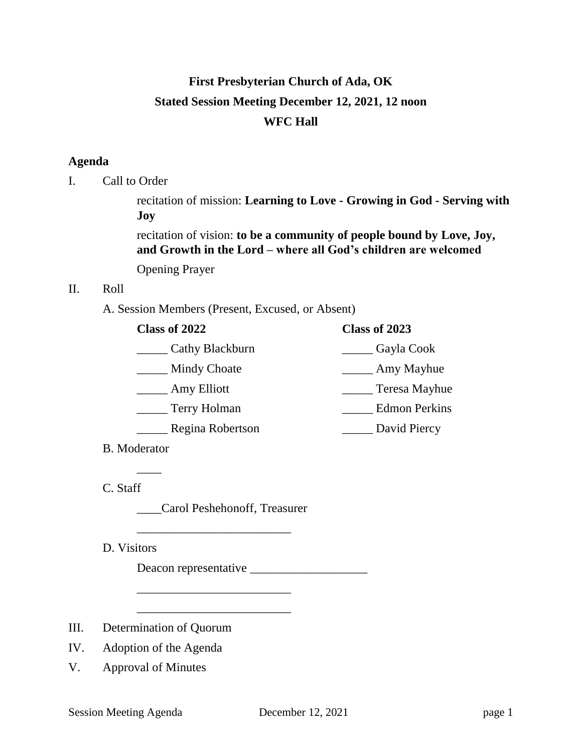# First Presbyterian Church of Ada, OK

## Stated Session Meeting December 12, 2021, 12 noon

## WFC Hall

**Agenda**

I. Call to Order

recitation of mission: **Learning to Love - Growing in God - Serving with Joy**

recitation of vision: **to be a community of people bound by Love, Joy, and Growth in the Lord – where all God's children are welcomed**

Opening Prayer

II. Roll

A. Session Members (Present, Excused, or Absent)

| Class of 2022 | Class of 2023 |
|---|---|
| _____ Cathy Blackburn | _____ Gayla Cook |
| _____ Mindy Choate | _____ Amy Mayhue |
| _____ Amy Elliott | _____ Teresa Mayhue |
| _____ Terry Holman | _____ Edmon Perkins |
| _____ Regina Robertson | _____ David Piercy |

B. Moderator

____

C. Staff

____Carol Peshehonoff, Treasurer

_________________________

D. Visitors

Deacon representative ___________________

_________________________

_________________________

III. Determination of Quorum

IV. Adoption of the Agenda

V. Approval of Minutes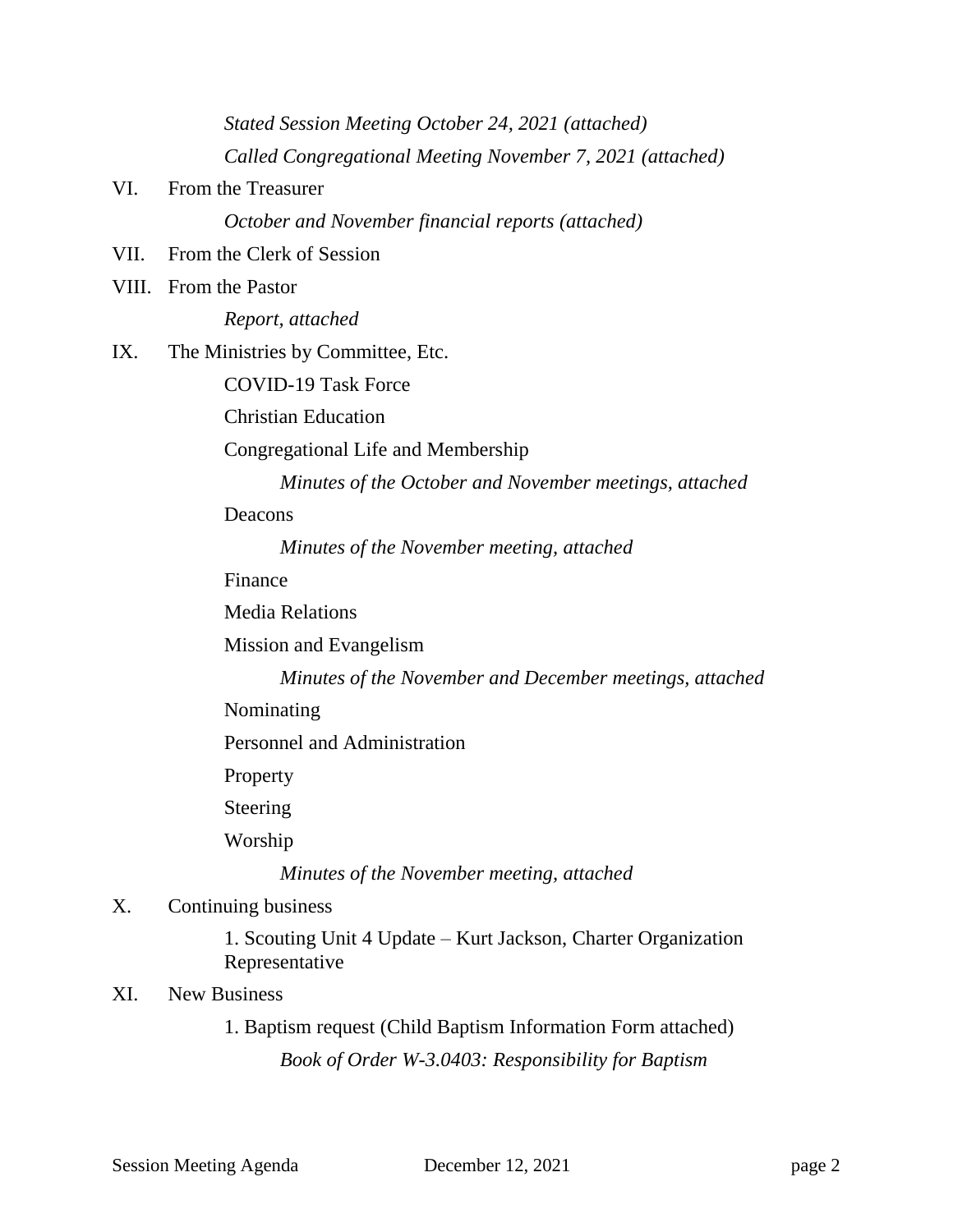*Stated Session Meeting October 24, 2021 (attached)*

*Called Congregational Meeting November 7, 2021 (attached)*

VI. From the Treasurer

*October and November financial reports (attached)*

VII. From the Clerk of Session

VIII. From the Pastor

*Report, attached*

IX. The Ministries by Committee, Etc.

COVID-19 Task Force

Christian Education

Congregational Life and Membership

*Minutes of the October and November meetings, attached*

Deacons

*Minutes of the November meeting, attached*

Finance

Media Relations

Mission and Evangelism

*Minutes of the November and December meetings, attached*

Nominating

Personnel and Administration

Property

Steering

Worship

*Minutes of the November meeting, attached*

X. Continuing business

1. Scouting Unit 4 Update – Kurt Jackson, Charter Organization Representative

XI. New Business

1. Baptism request (Child Baptism Information Form attached)

*Book of Order W-3.0403: Responsibility for Baptism*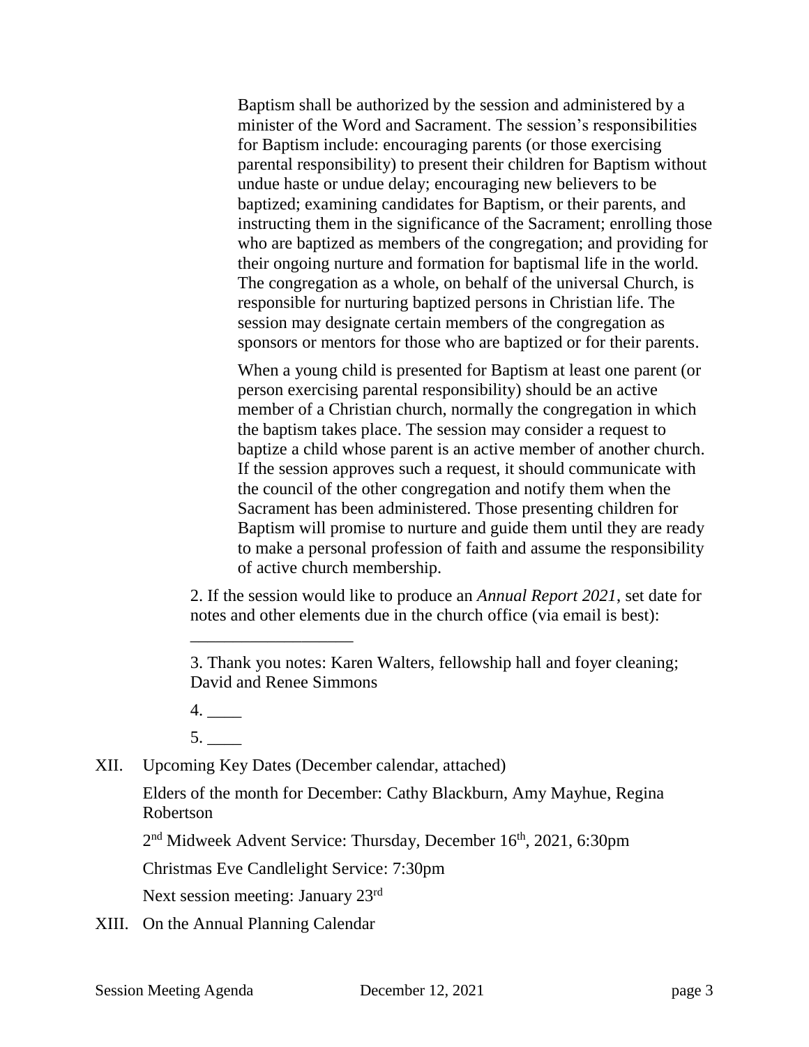Baptism shall be authorized by the session and administered by a minister of the Word and Sacrament. The session's responsibilities for Baptism include: encouraging parents (or those exercising parental responsibility) to present their children for Baptism without undue haste or undue delay; encouraging new believers to be baptized; examining candidates for Baptism, or their parents, and instructing them in the significance of the Sacrament; enrolling those who are baptized as members of the congregation; and providing for their ongoing nurture and formation for baptismal life in the world. The congregation as a whole, on behalf of the universal Church, is responsible for nurturing baptized persons in Christian life. The session may designate certain members of the congregation as sponsors or mentors for those who are baptized or for their parents.

When a young child is presented for Baptism at least one parent (or person exercising parental responsibility) should be an active member of a Christian church, normally the congregation in which the baptism takes place. The session may consider a request to baptize a child whose parent is an active member of another church. If the session approves such a request, it should communicate with the council of the other congregation and notify them when the Sacrament has been administered. Those presenting children for Baptism will promise to nurture and guide them until they are ready to make a personal profession of faith and assume the responsibility of active church membership.

2. If the session would like to produce an *Annual Report 2021*, set date for notes and other elements due in the church office (via email is best): ___________________

3. Thank you notes: Karen Walters, fellowship hall and foyer cleaning; David and Renee Simmons

4. ____

5. ____

XII. Upcoming Key Dates (December calendar, attached)

Elders of the month for December: Cathy Blackburn, Amy Mayhue, Regina Robertson

2nd Midweek Advent Service: Thursday, December 16th, 2021, 6:30pm

Christmas Eve Candlelight Service: 7:30pm

Next session meeting: January 23rd

XIII. On the Annual Planning Calendar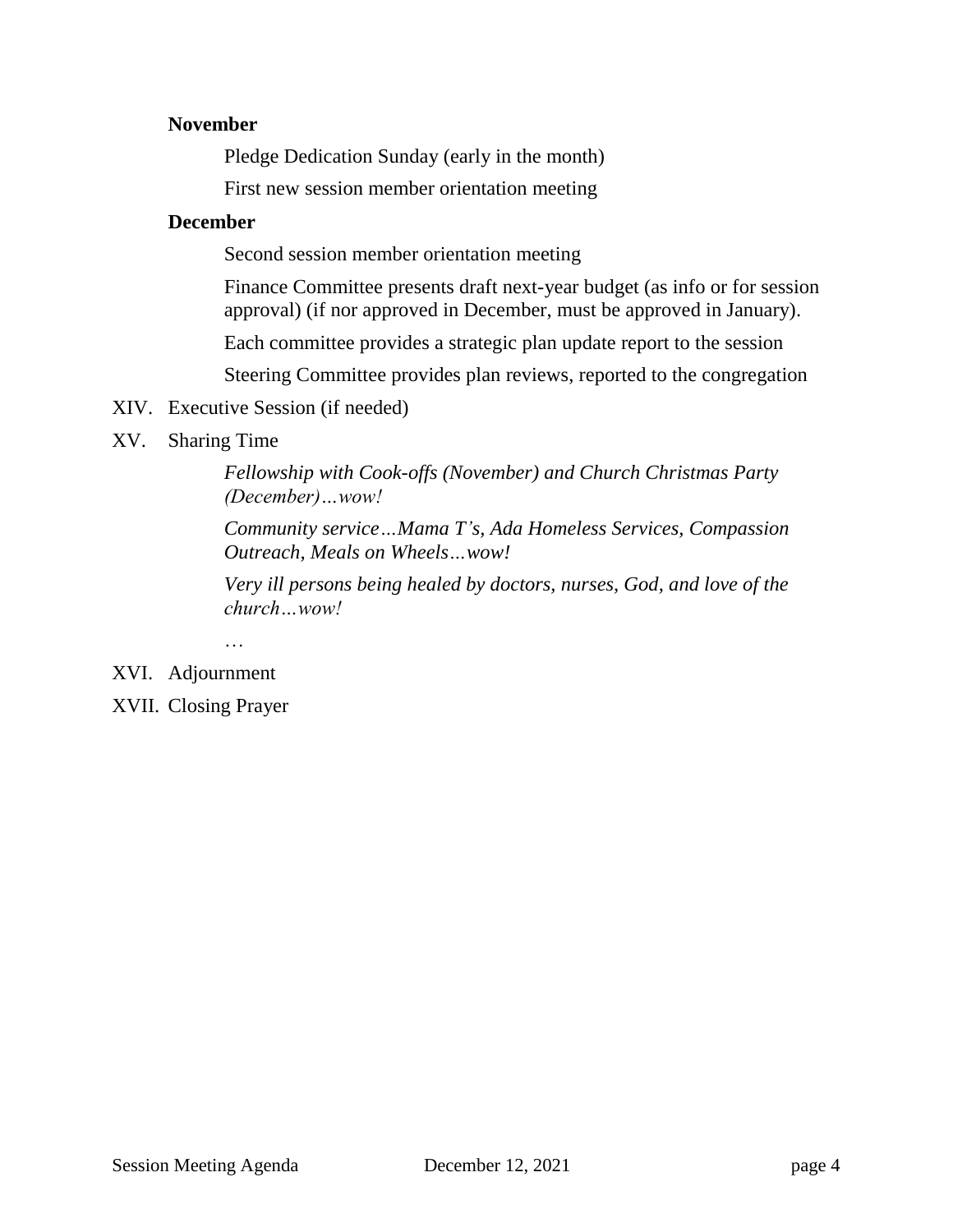**November**

Pledge Dedication Sunday (early in the month)

First new session member orientation meeting

**December**

Second session member orientation meeting

Finance Committee presents draft next-year budget (as info or for session approval) (if nor approved in December, must be approved in January).

Each committee provides a strategic plan update report to the session

Steering Committee provides plan reviews, reported to the congregation

XIV. Executive Session (if needed)

XV. Sharing Time

*Fellowship with Cook-offs (November) and Church Christmas Party (December)…wow!*

*Community service…Mama T's, Ada Homeless Services, Compassion Outreach, Meals on Wheels…wow!*

*Very ill persons being healed by doctors, nurses, God, and love of the church…wow!*

…

XVI. Adjournment

XVII. Closing Prayer